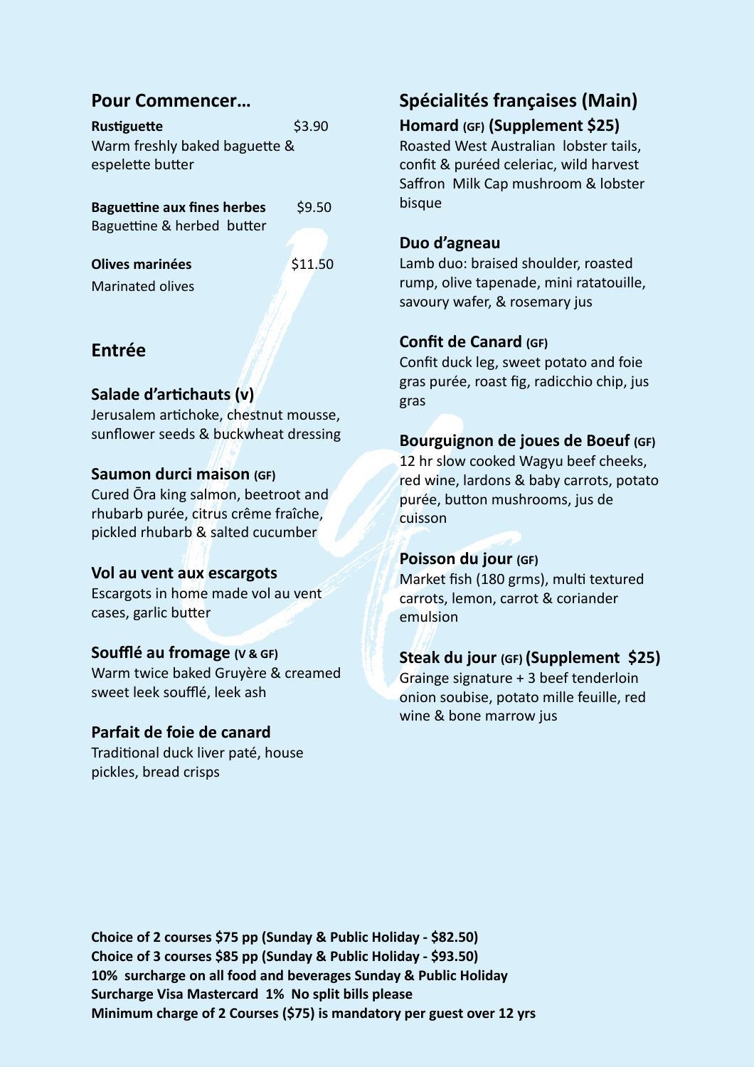## Pour Commencer…

**Rustiguette** $3.90
Warm freshly baked baguette & espelette butter

**Baguettine aux fines herbes** $9.50
Baguettine & herbed butter

**Olives marinées** $11.50
Marinated olives

## Entrée

### Salade d'artichauts (v)
Jerusalem artichoke, chestnut mousse, sunflower seeds & buckwheat dressing

### Saumon durci maison (GF)
Cured Ōra king salmon, beetroot and rhubarb purée, citrus crême fraîche, pickled rhubarb & salted cucumber

### Vol au vent aux escargots
Escargots in home made vol au vent cases, garlic butter

### Soufflé au fromage (V & GF)
Warm twice baked Gruyère & creamed sweet leek soufflé, leek ash

### Parfait de foie de canard
Traditional duck liver paté, house pickles, bread crisps

## Spécialités françaises (Main)

### Homard (GF) (Supplement $25)
Roasted West Australian lobster tails, confit & puréed celeriac, wild harvest Saffron Milk Cap mushroom & lobster bisque

### Duo d'agneau
Lamb duo: braised shoulder, roasted rump, olive tapenade, mini ratatouille, savoury wafer, & rosemary jus

### Confit de Canard (GF)
Confit duck leg, sweet potato and foie gras purée, roast fig, radicchio chip, jus gras

### Bourguignon de joues de Boeuf (GF)
12 hr slow cooked Wagyu beef cheeks, red wine, lardons & baby carrots, potato purée, button mushrooms, jus de cuisson

### Poisson du jour (GF)
Market fish (180 grms), multi textured carrots, lemon, carrot & coriander emulsion

### Steak du jour (GF) (Supplement $25)
Grainge signature + 3 beef tenderloin onion soubise, potato mille feuille, red wine & bone marrow jus

**Choice of 2 courses $75 pp (Sunday & Public Holiday - $82.50)**
**Choice of 3 courses $85 pp (Sunday & Public Holiday - $93.50)**
**10% surcharge on all food and beverages Sunday & Public Holiday**
**Surcharge Visa Mastercard 1% No split bills please**
**Minimum charge of 2 Courses ($75) is mandatory per guest over 12 yrs**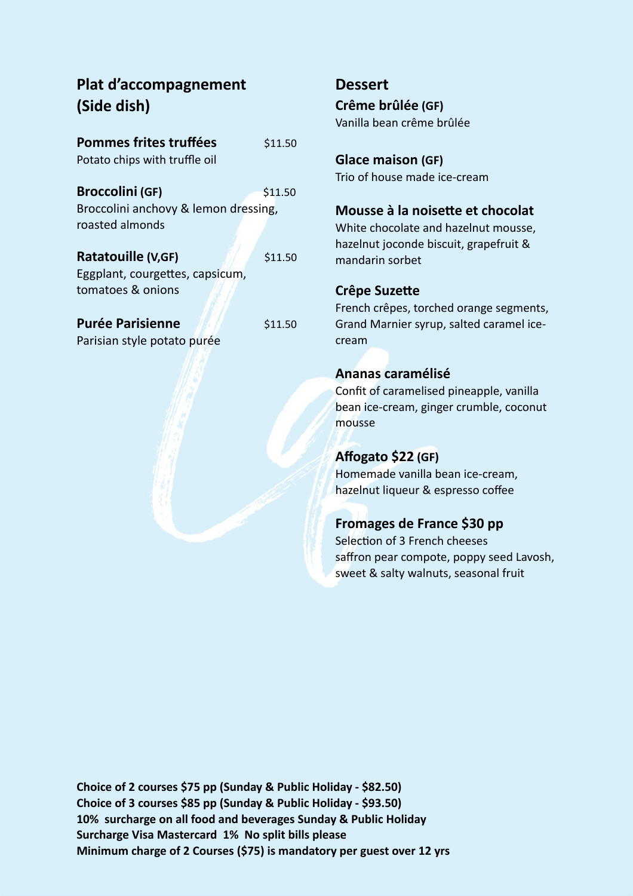## Plat d'accompagnement (Side dish)

**Pommes frites truffées** $11.50
Potato chips with truffle oil

**Broccolini (GF)** $11.50
Broccolini anchovy & lemon dressing, roasted almonds

**Ratatouille (V,GF)** $11.50
Eggplant, courgettes, capsicum, tomatoes & onions

**Purée Parisienne** $11.50
Parisian style potato purée

## Dessert

**Crême brûlée (GF)**
Vanilla bean crême brûlée

**Glace maison (GF)**
Trio of house made ice-cream

**Mousse à la noisette et chocolat**
White chocolate and hazelnut mousse, hazelnut joconde biscuit, grapefruit & mandarin sorbet

**Crêpe Suzette**
French crêpes, torched orange segments, Grand Marnier syrup, salted caramel ice-cream

**Ananas caramélisé**
Confit of caramelised pineapple, vanilla bean ice-cream, ginger crumble, coconut mousse

**Affogato $22 (GF)**
Homemade vanilla bean ice-cream, hazelnut liqueur & espresso coffee

**Fromages de France $30 pp**
Selection of 3 French cheeses
saffron pear compote, poppy seed Lavosh, sweet & salty walnuts, seasonal fruit

**Choice of 2 courses $75 pp (Sunday & Public Holiday - $82.50)**
**Choice of 3 courses $85 pp (Sunday & Public Holiday - $93.50)**
**10% surcharge on all food and beverages Sunday & Public Holiday**
**Surcharge Visa Mastercard 1% No split bills please**
**Minimum charge of 2 Courses ($75) is mandatory per guest over 12 yrs**